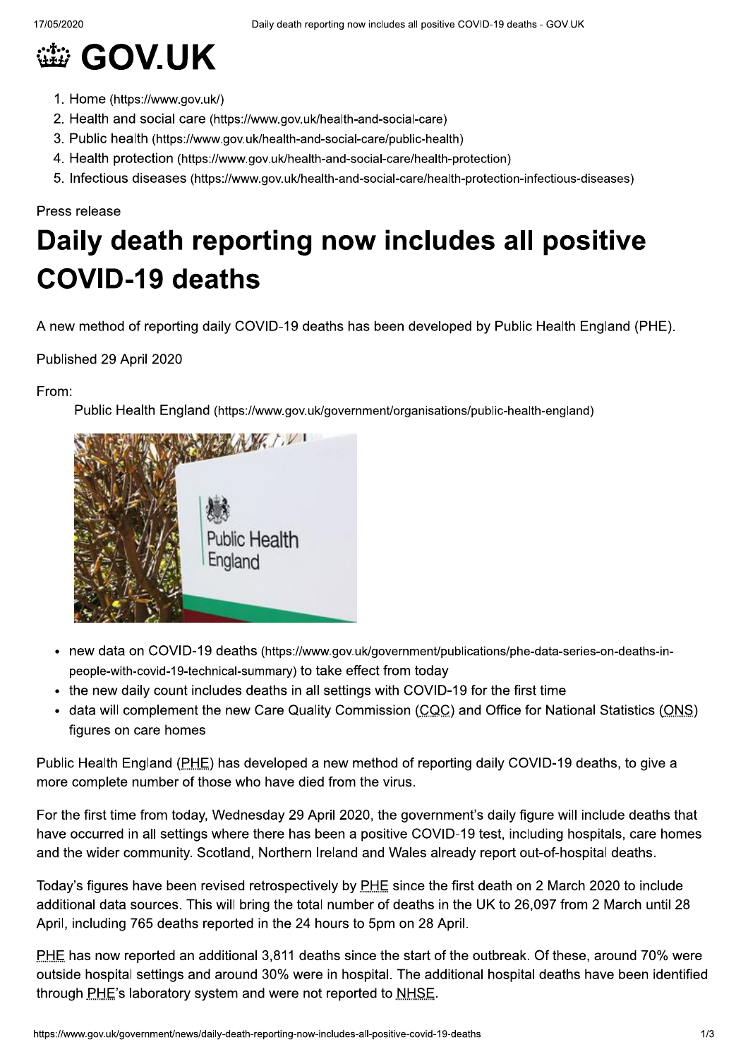# GOV.UK

1. Home (https://www.gov.uk/)
2. Health and social care (https://www.gov.uk/health-and-social-care)
3. Public health (https://www.gov.uk/health-and-social-care/public-health)
4. Health protection (https://www.gov.uk/health-and-social-care/health-protection)
5. Infectious diseases (https://www.gov.uk/health-and-social-care/health-protection-infectious-diseases)

Press release

# Daily death reporting now includes all positive COVID-19 deaths

A new method of reporting daily COVID-19 deaths has been developed by Public Health England (PHE).

Published 29 April 2020

From:

Public Health England (https://www.gov.uk/government/organisations/public-health-england)

- new data on COVID-19 deaths (https://www.gov.uk/government/publications/phe-data-series-on-deaths-in-people-with-covid-19-technical-summary) to take effect from today
- the new daily count includes deaths in all settings with COVID-19 for the first time
- data will complement the new Care Quality Commission (CQC) and Office for National Statistics (ONS) figures on care homes

Public Health England (PHE) has developed a new method of reporting daily COVID-19 deaths, to give a more complete number of those who have died from the virus.

For the first time from today, Wednesday 29 April 2020, the government's daily figure will include deaths that have occurred in all settings where there has been a positive COVID-19 test, including hospitals, care homes and the wider community. Scotland, Northern Ireland and Wales already report out-of-hospital deaths.

Today's figures have been revised retrospectively by PHE since the first death on 2 March 2020 to include additional data sources. This will bring the total number of deaths in the UK to 26,097 from 2 March until 28 April, including 765 deaths reported in the 24 hours to 5pm on 28 April.

PHE has now reported an additional 3,811 deaths since the start of the outbreak. Of these, around 70% were outside hospital settings and around 30% were in hospital. The additional hospital deaths have been identified through PHE's laboratory system and were not reported to NHSE.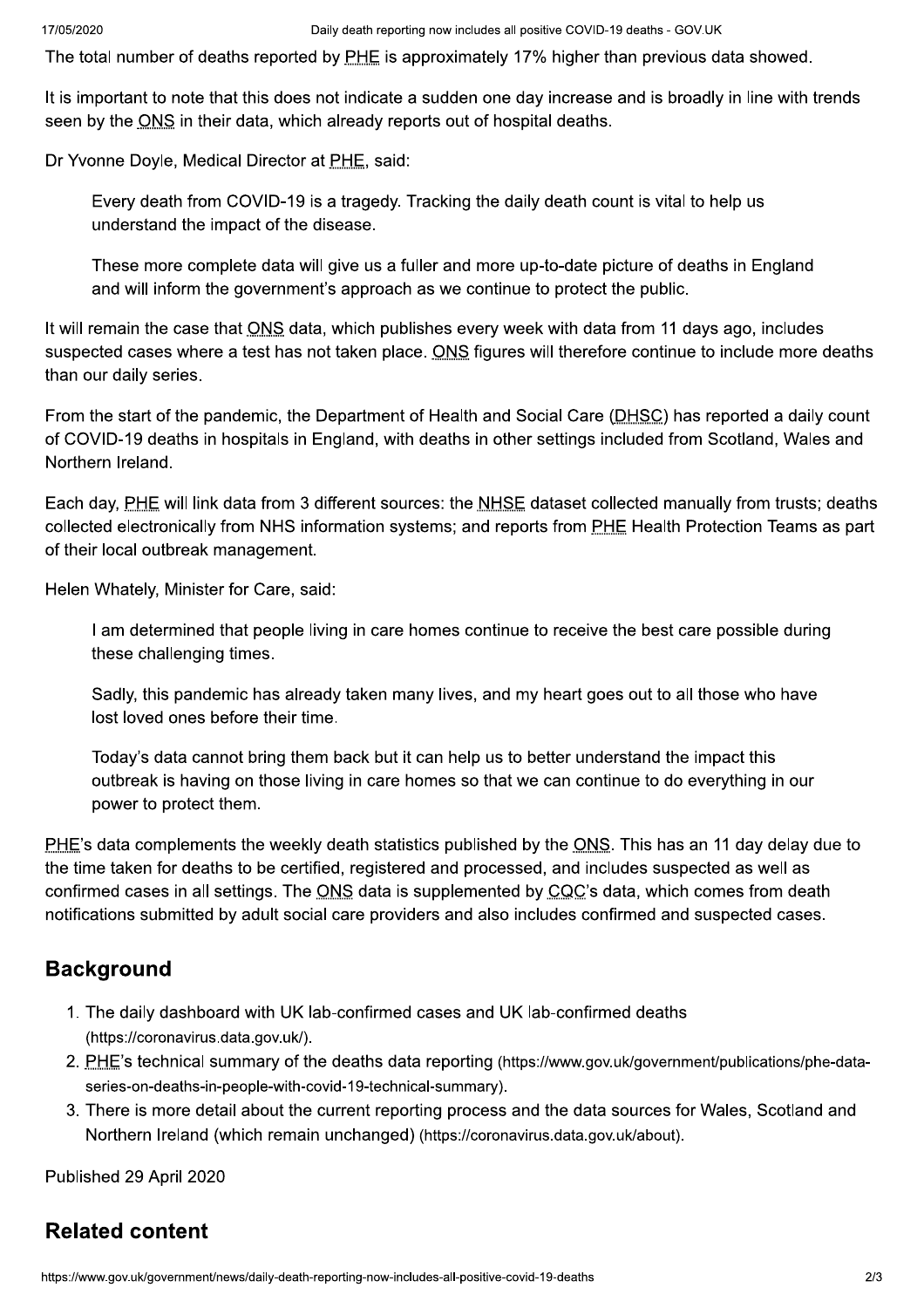The total number of deaths reported by PHE is approximately 17% higher than previous data showed.

It is important to note that this does not indicate a sudden one day increase and is broadly in line with trends seen by the ONS in their data, which already reports out of hospital deaths.

Dr Yvonne Doyle, Medical Director at PHE, said:

> Every death from COVID-19 is a tragedy. Tracking the daily death count is vital to help us understand the impact of the disease.
>
> These more complete data will give us a fuller and more up-to-date picture of deaths in England and will inform the government's approach as we continue to protect the public.

It will remain the case that ONS data, which publishes every week with data from 11 days ago, includes suspected cases where a test has not taken place. ONS figures will therefore continue to include more deaths than our daily series.

From the start of the pandemic, the Department of Health and Social Care (DHSC) has reported a daily count of COVID-19 deaths in hospitals in England, with deaths in other settings included from Scotland, Wales and Northern Ireland.

Each day, PHE will link data from 3 different sources: the NHSE dataset collected manually from trusts; deaths collected electronically from NHS information systems; and reports from PHE Health Protection Teams as part of their local outbreak management.

Helen Whately, Minister for Care, said:

> I am determined that people living in care homes continue to receive the best care possible during these challenging times.
>
> Sadly, this pandemic has already taken many lives, and my heart goes out to all those who have lost loved ones before their time.
>
> Today's data cannot bring them back but it can help us to better understand the impact this outbreak is having on those living in care homes so that we can continue to do everything in our power to protect them.

PHE's data complements the weekly death statistics published by the ONS. This has an 11 day delay due to the time taken for deaths to be certified, registered and processed, and includes suspected as well as confirmed cases in all settings. The ONS data is supplemented by CQC's data, which comes from death notifications submitted by adult social care providers and also includes confirmed and suspected cases.

## Background

1. The daily dashboard with UK lab-confirmed cases and UK lab-confirmed deaths (https://coronavirus.data.gov.uk/).
2. PHE's technical summary of the deaths data reporting (https://www.gov.uk/government/publications/phe-data-series-on-deaths-in-people-with-covid-19-technical-summary).
3. There is more detail about the current reporting process and the data sources for Wales, Scotland and Northern Ireland (which remain unchanged) (https://coronavirus.data.gov.uk/about).

Published 29 April 2020

## Related content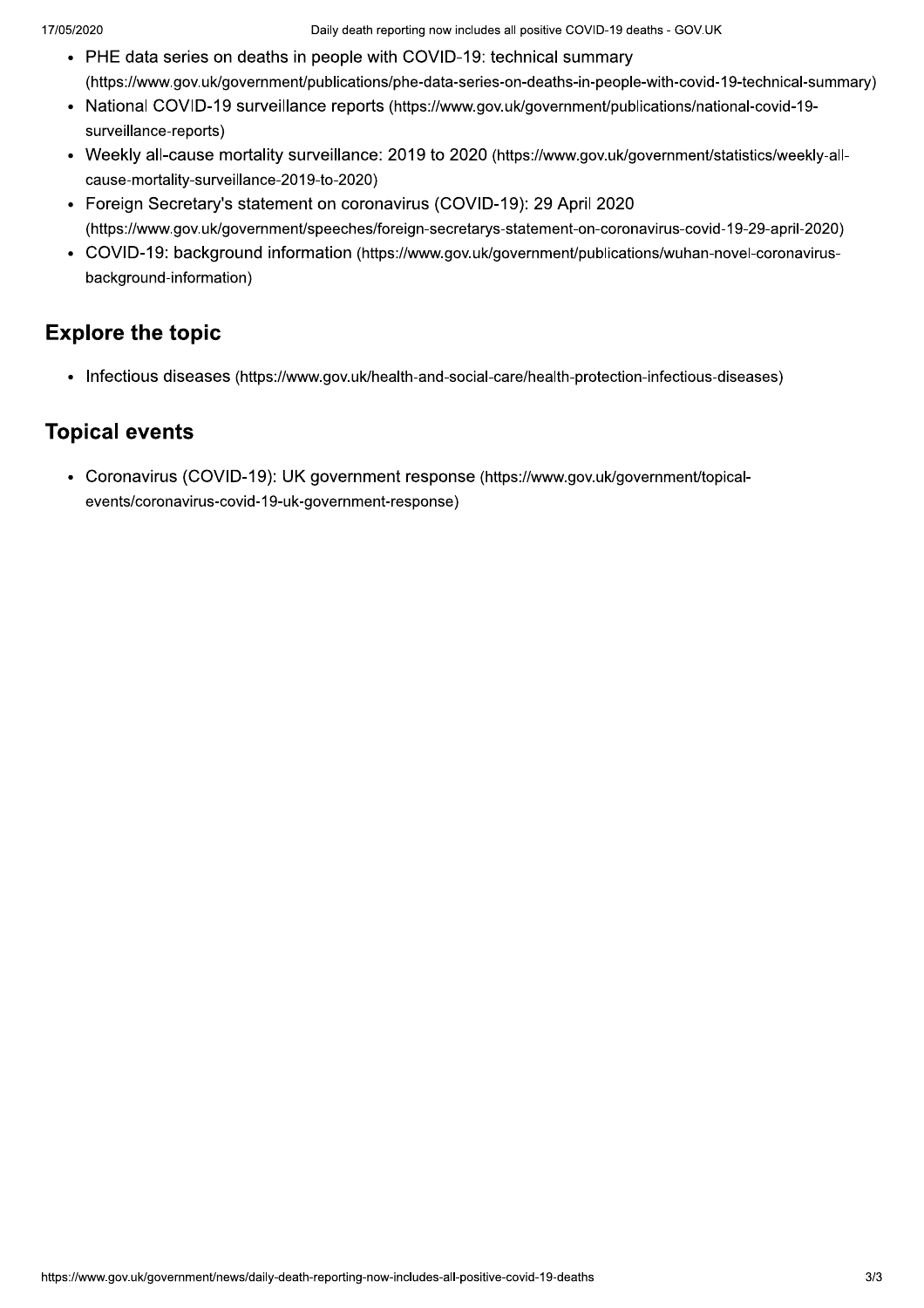- PHE data series on deaths in people with COVID-19: technical summary (https://www.gov.uk/government/publications/phe-data-series-on-deaths-in-people-with-covid-19-technical-summary)
- National COVID-19 surveillance reports (https://www.gov.uk/government/publications/national-covid-19-surveillance-reports)
- Weekly all-cause mortality surveillance: 2019 to 2020 (https://www.gov.uk/government/statistics/weekly-all-cause-mortality-surveillance-2019-to-2020)
- Foreign Secretary's statement on coronavirus (COVID-19): 29 April 2020 (https://www.gov.uk/government/speeches/foreign-secretarys-statement-on-coronavirus-covid-19-29-april-2020)
- COVID-19: background information (https://www.gov.uk/government/publications/wuhan-novel-coronavirus-background-information)

## Explore the topic

- Infectious diseases (https://www.gov.uk/health-and-social-care/health-protection-infectious-diseases)

## Topical events

- Coronavirus (COVID-19): UK government response (https://www.gov.uk/government/topical-events/coronavirus-covid-19-uk-government-response)